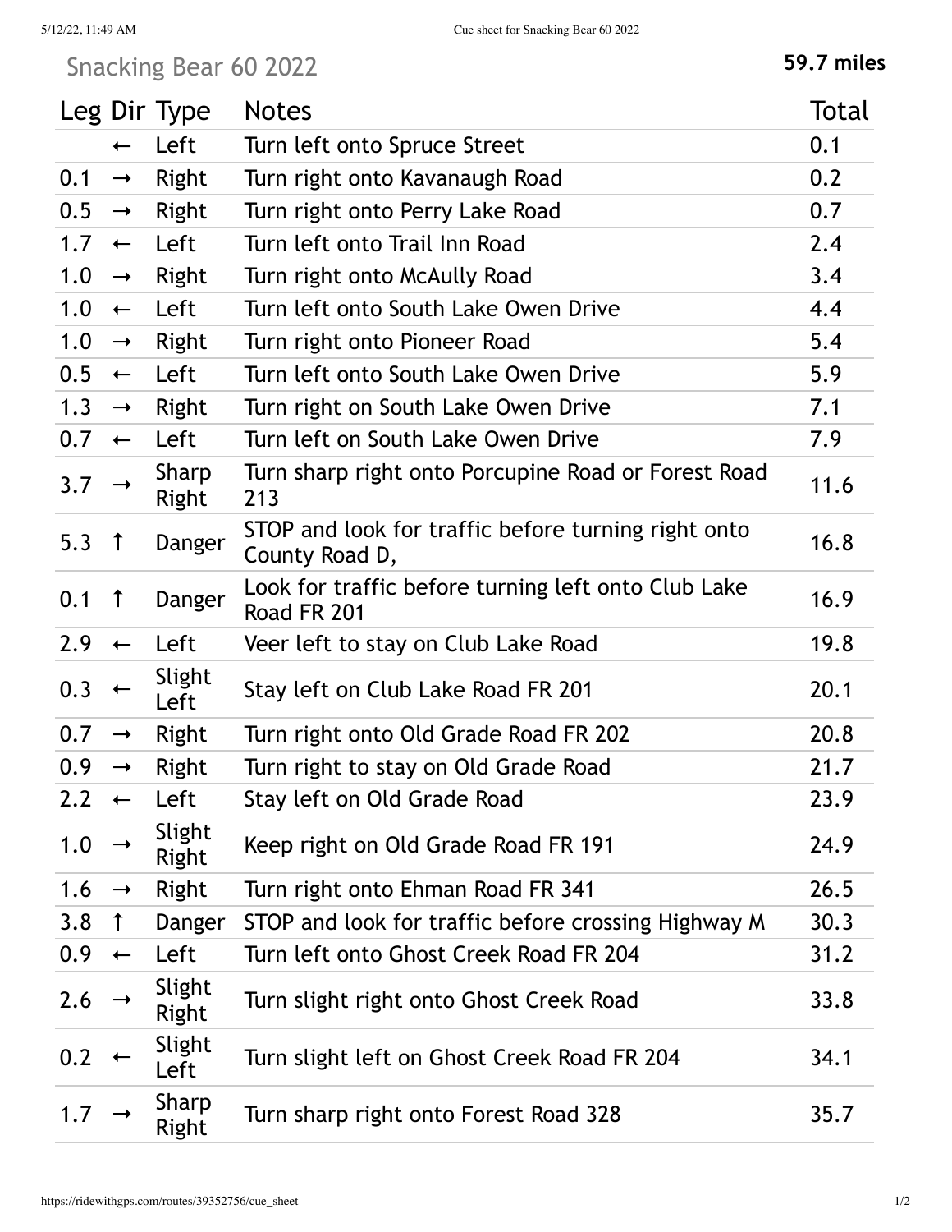# Snacking Bear 60 2022

**59.7 miles**

| Leg | Dir | Type | Notes | Total |
|---|---|---|---|---|
| | ← | Left | Turn left onto Spruce Street | 0.1 |
| 0.1 | → | Right | Turn right onto Kavanaugh Road | 0.2 |
| 0.5 | → | Right | Turn right onto Perry Lake Road | 0.7 |
| 1.7 | ← | Left | Turn left onto Trail Inn Road | 2.4 |
| 1.0 | → | Right | Turn right onto McAully Road | 3.4 |
| 1.0 | ← | Left | Turn left onto South Lake Owen Drive | 4.4 |
| 1.0 | → | Right | Turn right onto Pioneer Road | 5.4 |
| 0.5 | ← | Left | Turn left onto South Lake Owen Drive | 5.9 |
| 1.3 | → | Right | Turn right on South Lake Owen Drive | 7.1 |
| 0.7 | ← | Left | Turn left on South Lake Owen Drive | 7.9 |
| 3.7 | → | Sharp Right | Turn sharp right onto Porcupine Road or Forest Road 213 | 11.6 |
| 5.3 | ↑ | Danger | STOP and look for traffic before turning right onto County Road D, | 16.8 |
| 0.1 | ↑ | Danger | Look for traffic before turning left onto Club Lake Road FR 201 | 16.9 |
| 2.9 | ← | Left | Veer left to stay on Club Lake Road | 19.8 |
| 0.3 | ← | Slight Left | Stay left on Club Lake Road FR 201 | 20.1 |
| 0.7 | → | Right | Turn right onto Old Grade Road FR 202 | 20.8 |
| 0.9 | → | Right | Turn right to stay on Old Grade Road | 21.7 |
| 2.2 | ← | Left | Stay left on Old Grade Road | 23.9 |
| 1.0 | → | Slight Right | Keep right on Old Grade Road FR 191 | 24.9 |
| 1.6 | → | Right | Turn right onto Ehman Road FR 341 | 26.5 |
| 3.8 | ↑ | Danger | STOP and look for traffic before crossing Highway M | 30.3 |
| 0.9 | ← | Left | Turn left onto Ghost Creek Road FR 204 | 31.2 |
| 2.6 | → | Slight Right | Turn slight right onto Ghost Creek Road | 33.8 |
| 0.2 | ← | Slight Left | Turn slight left on Ghost Creek Road FR 204 | 34.1 |
| 1.7 | → | Sharp Right | Turn sharp right onto Forest Road 328 | 35.7 |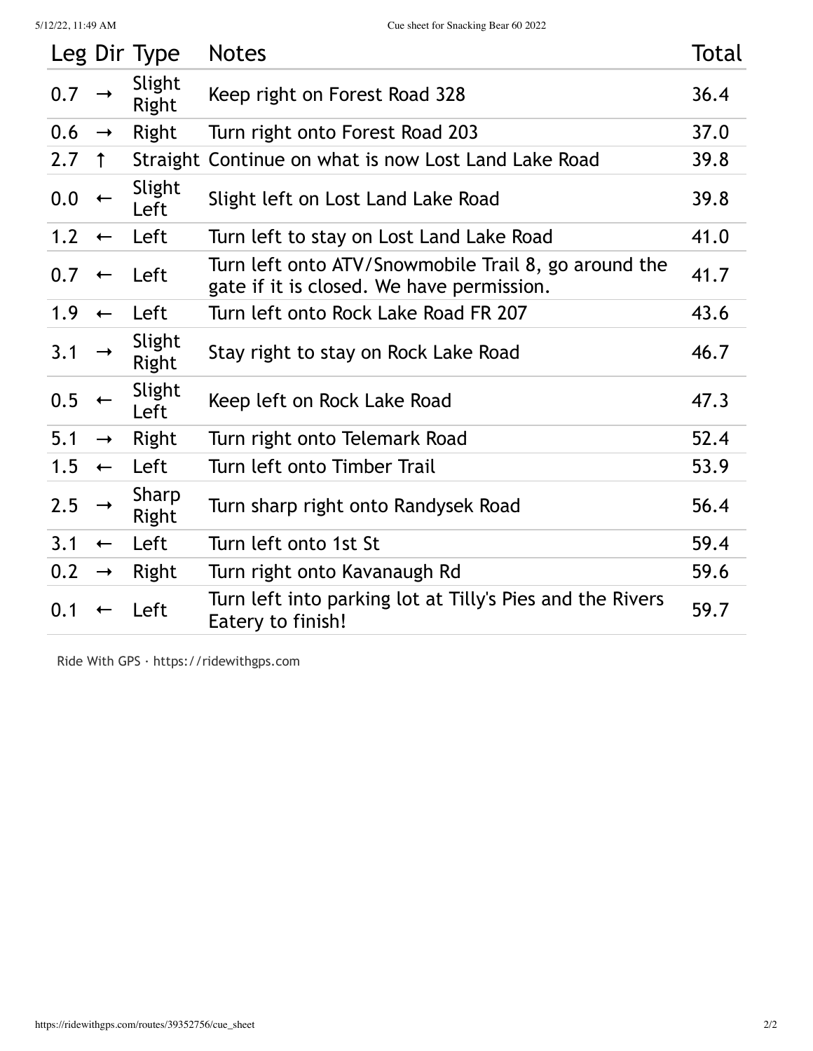| Leg | Dir | Type | Notes | Total |
|---|---|---|---|---|
| 0.7 | → | Slight Right | Keep right on Forest Road 328 | 36.4 |
| 0.6 | → | Right | Turn right onto Forest Road 203 | 37.0 |
| 2.7 | ↑ | Straight | Continue on what is now Lost Land Lake Road | 39.8 |
| 0.0 | ← | Slight Left | Slight left on Lost Land Lake Road | 39.8 |
| 1.2 | ← | Left | Turn left to stay on Lost Land Lake Road | 41.0 |
| 0.7 | ← | Left | Turn left onto ATV/Snowmobile Trail 8, go around the gate if it is closed. We have permission. | 41.7 |
| 1.9 | ← | Left | Turn left onto Rock Lake Road FR 207 | 43.6 |
| 3.1 | → | Slight Right | Stay right to stay on Rock Lake Road | 46.7 |
| 0.5 | ← | Slight Left | Keep left on Rock Lake Road | 47.3 |
| 5.1 | → | Right | Turn right onto Telemark Road | 52.4 |
| 1.5 | ← | Left | Turn left onto Timber Trail | 53.9 |
| 2.5 | → | Sharp Right | Turn sharp right onto Randysek Road | 56.4 |
| 3.1 | ← | Left | Turn left onto 1st St | 59.4 |
| 0.2 | → | Right | Turn right onto Kavanaugh Rd | 59.6 |
| 0.1 | ← | Left | Turn left into parking lot at Tilly's Pies and the Rivers Eatery to finish! | 59.7 |

Ride With GPS · https://ridewithgps.com